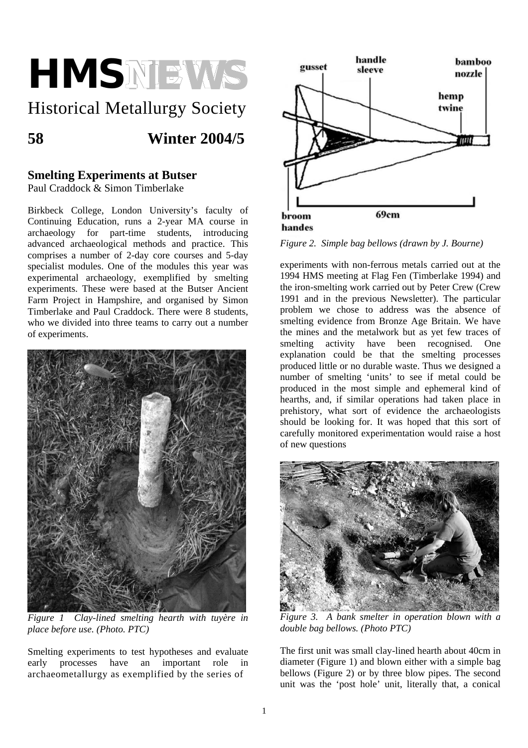# HMS NEWS

Historical Metallurgy Society

**58** **Winter 2004/5**

## Smelting Experiments at Butser

Paul Craddock & Simon Timberlake

Birkbeck College, London University's faculty of Continuing Education, runs a 2-year MA course in archaeology for part-time students, introducing advanced archaeological methods and practice. This comprises a number of 2-day core courses and 5-day specialist modules. One of the modules this year was experimental archaeology, exemplified by smelting experiments. These were based at the Butser Ancient Farm Project in Hampshire, and organised by Simon Timberlake and Paul Craddock. There were 8 students, who we divided into three teams to carry out a number of experiments.

*Figure 1 Clay-lined smelting hearth with tuyère in place before use. (Photo. PTC)*

Smelting experiments to test hypotheses and evaluate early processes have an important role in archaeometallurgy as exemplified by the series of experiments with non-ferrous metals carried out at the 1994 HMS meeting at Flag Fen (Timberlake 1994) and the iron-smelting work carried out by Peter Crew (Crew 1991 and in the previous Newsletter). The particular problem we chose to address was the absence of smelting evidence from Bronze Age Britain. We have the mines and the metalwork but as yet few traces of smelting activity have been recognised. One explanation could be that the smelting processes produced little or no durable waste. Thus we designed a number of smelting 'units' to see if metal could be produced in the most simple and ephemeral kind of hearths, and, if similar operations had taken place in prehistory, what sort of evidence the archaeologists should be looking for. It was hoped that this sort of carefully monitored experimentation would raise a host of new questions

gusset
handle sleeve
bamboo nozzle
hemp twine
broom handes
69cm

*Figure 2. Simple bag bellows (drawn by J. Bourne)*

*Figure 3. A bank smelter in operation blown with a double bag bellows. (Photo PTC)*

The first unit was small clay-lined hearth about 40cm in diameter (Figure 1) and blown either with a simple bag bellows (Figure 2) or by three blow pipes. The second unit was the 'post hole' unit, literally that, a conical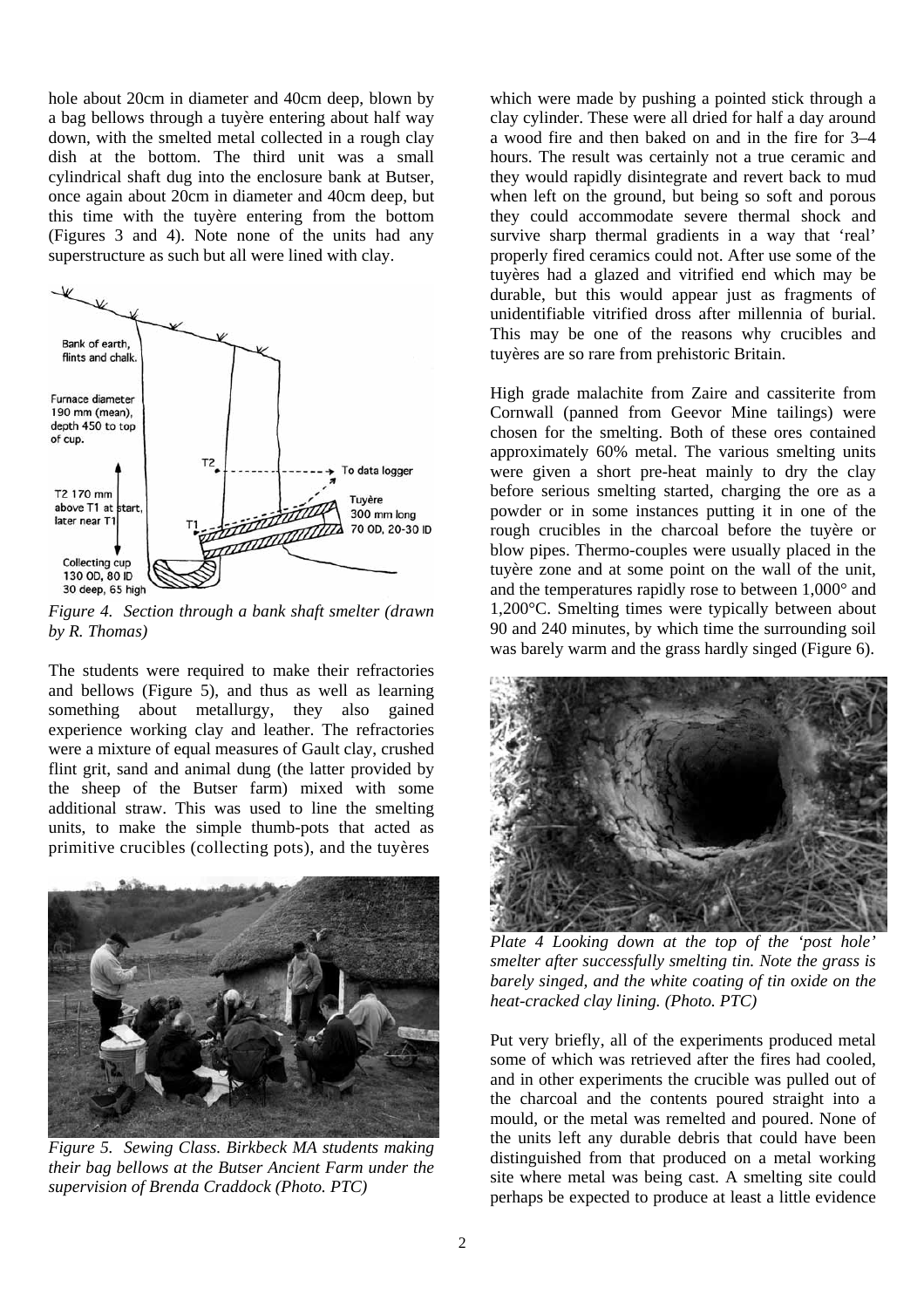hole about 20cm in diameter and 40cm deep, blown by a bag bellows through a tuyère entering about half way down, with the smelted metal collected in a rough clay dish at the bottom. The third unit was a small cylindrical shaft dug into the enclosure bank at Butser, once again about 20cm in diameter and 40cm deep, but this time with the tuyère entering from the bottom (Figures 3 and 4). Note none of the units had any superstructure as such but all were lined with clay.

Bank of earth, flints and chalk.

Furnace diameter 190 mm (mean), depth 450 to top of cup.

T2

To data logger

T2 170 mm above T1 at start, later near T1

T1

Tuyère 300 mm long 70 OD, 20-30 ID

Collecting cup 130 OD, 80 ID 30 deep, 65 high

*Figure 4. Section through a bank shaft smelter (drawn by R. Thomas)*

The students were required to make their refractories and bellows (Figure 5), and thus as well as learning something about metallurgy, they also gained experience working clay and leather. The refractories were a mixture of equal measures of Gault clay, crushed flint grit, sand and animal dung (the latter provided by the sheep of the Butser farm) mixed with some additional straw. This was used to line the smelting units, to make the simple thumb-pots that acted as primitive crucibles (collecting pots), and the tuyères which were made by pushing a pointed stick through a clay cylinder. These were all dried for half a day around a wood fire and then baked on and in the fire for 3–4 hours. The result was certainly not a true ceramic and they would rapidly disintegrate and revert back to mud when left on the ground, but being so soft and porous they could accommodate severe thermal shock and survive sharp thermal gradients in a way that 'real' properly fired ceramics could not. After use some of the tuyères had a glazed and vitrified end which may be durable, but this would appear just as fragments of unidentifiable vitrified dross after millennia of burial. This may be one of the reasons why crucibles and tuyères are so rare from prehistoric Britain.

*Figure 5. Sewing Class. Birkbeck MA students making their bag bellows at the Butser Ancient Farm under the supervision of Brenda Craddock (Photo. PTC)*

High grade malachite from Zaire and cassiterite from Cornwall (panned from Geevor Mine tailings) were chosen for the smelting. Both of these ores contained approximately 60% metal. The various smelting units were given a short pre-heat mainly to dry the clay before serious smelting started, charging the ore as a powder or in some instances putting it in one of the rough crucibles in the charcoal before the tuyère or blow pipes. Thermo-couples were usually placed in the tuyère zone and at some point on the wall of the unit, and the temperatures rapidly rose to between 1,000° and 1,200°C. Smelting times were typically between about 90 and 240 minutes, by which time the surrounding soil was barely warm and the grass hardly singed (Figure 6).

*Plate 4 Looking down at the top of the 'post hole' smelter after successfully smelting tin. Note the grass is barely singed, and the white coating of tin oxide on the heat-cracked clay lining. (Photo. PTC)*

Put very briefly, all of the experiments produced metal some of which was retrieved after the fires had cooled, and in other experiments the crucible was pulled out of the charcoal and the contents poured straight into a mould, or the metal was remelted and poured. None of the units left any durable debris that could have been distinguished from that produced on a metal working site where metal was being cast. A smelting site could perhaps be expected to produce at least a little evidence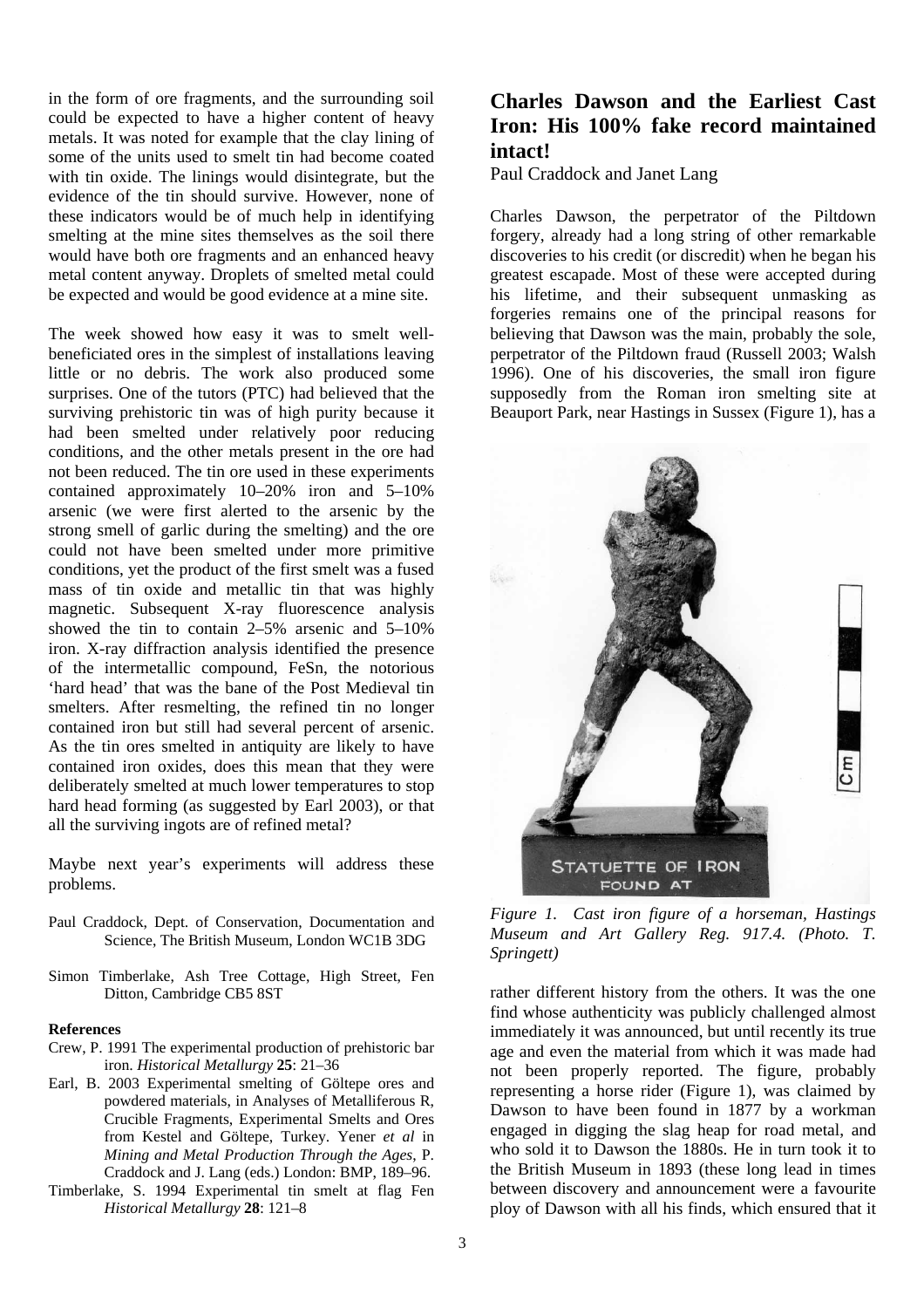in the form of ore fragments, and the surrounding soil could be expected to have a higher content of heavy metals. It was noted for example that the clay lining of some of the units used to smelt tin had become coated with tin oxide. The linings would disintegrate, but the evidence of the tin should survive. However, none of these indicators would be of much help in identifying smelting at the mine sites themselves as the soil there would have both ore fragments and an enhanced heavy metal content anyway. Droplets of smelted metal could be expected and would be good evidence at a mine site.

The week showed how easy it was to smelt well-beneficiated ores in the simplest of installations leaving little or no debris. The work also produced some surprises. One of the tutors (PTC) had believed that the surviving prehistoric tin was of high purity because it had been smelted under relatively poor reducing conditions, and the other metals present in the ore had not been reduced. The tin ore used in these experiments contained approximately 10–20% iron and 5–10% arsenic (we were first alerted to the arsenic by the strong smell of garlic during the smelting) and the ore could not have been smelted under more primitive conditions, yet the product of the first smelt was a fused mass of tin oxide and metallic tin that was highly magnetic. Subsequent X-ray fluorescence analysis showed the tin to contain 2–5% arsenic and 5–10% iron. X-ray diffraction analysis identified the presence of the intermetallic compound, FeSn, the notorious 'hard head' that was the bane of the Post Medieval tin smelters. After resmelting, the refined tin no longer contained iron but still had several percent of arsenic. As the tin ores smelted in antiquity are likely to have contained iron oxides, does this mean that they were deliberately smelted at much lower temperatures to stop hard head forming (as suggested by Earl 2003), or that all the surviving ingots are of refined metal?

Maybe next year's experiments will address these problems.

Paul Craddock, Dept. of Conservation, Documentation and Science, The British Museum, London WC1B 3DG

Simon Timberlake, Ash Tree Cottage, High Street, Fen Ditton, Cambridge CB5 8ST

**References**

Crew, P. 1991 The experimental production of prehistoric bar iron. *Historical Metallurgy* **25**: 21–36

Earl, B. 2003 Experimental smelting of Göltepe ores and powdered materials, in Analyses of Metalliferous R, Crucible Fragments, Experimental Smelts and Ores from Kestel and Göltepe, Turkey. Yener *et al* in *Mining and Metal Production Through the Ages*, P. Craddock and J. Lang (eds.) London: BMP, 189–96.

Timberlake, S. 1994 Experimental tin smelt at flag Fen *Historical Metallurgy* **28**: 121–8

## Charles Dawson and the Earliest Cast Iron: His 100% fake record maintained intact!

Paul Craddock and Janet Lang

Charles Dawson, the perpetrator of the Piltdown forgery, already had a long string of other remarkable discoveries to his credit (or discredit) when he began his greatest escapade. Most of these were accepted during his lifetime, and their subsequent unmasking as forgeries remains one of the principal reasons for believing that Dawson was the main, probably the sole, perpetrator of the Piltdown fraud (Russell 2003; Walsh 1996). One of his discoveries, the small iron figure supposedly from the Roman iron smelting site at Beauport Park, near Hastings in Sussex (Figure 1), has a rather different history from the others. It was the one find whose authenticity was publicly challenged almost immediately it was announced, but until recently its true age and even the material from which it was made had not been properly reported. The figure, probably representing a horse rider (Figure 1), was claimed by Dawson to have been found in 1877 by a workman engaged in digging the slag heap for road metal, and who sold it to Dawson the 1880s. He in turn took it to the British Museum in 1893 (these long lead in times between discovery and announcement were a favourite ploy of Dawson with all his finds, which ensured that it

STATUETTE OF IRON
FOUND AT

Cm

*Figure 1. Cast iron figure of a horseman, Hastings Museum and Art Gallery Reg. 917.4. (Photo. T. Springett)*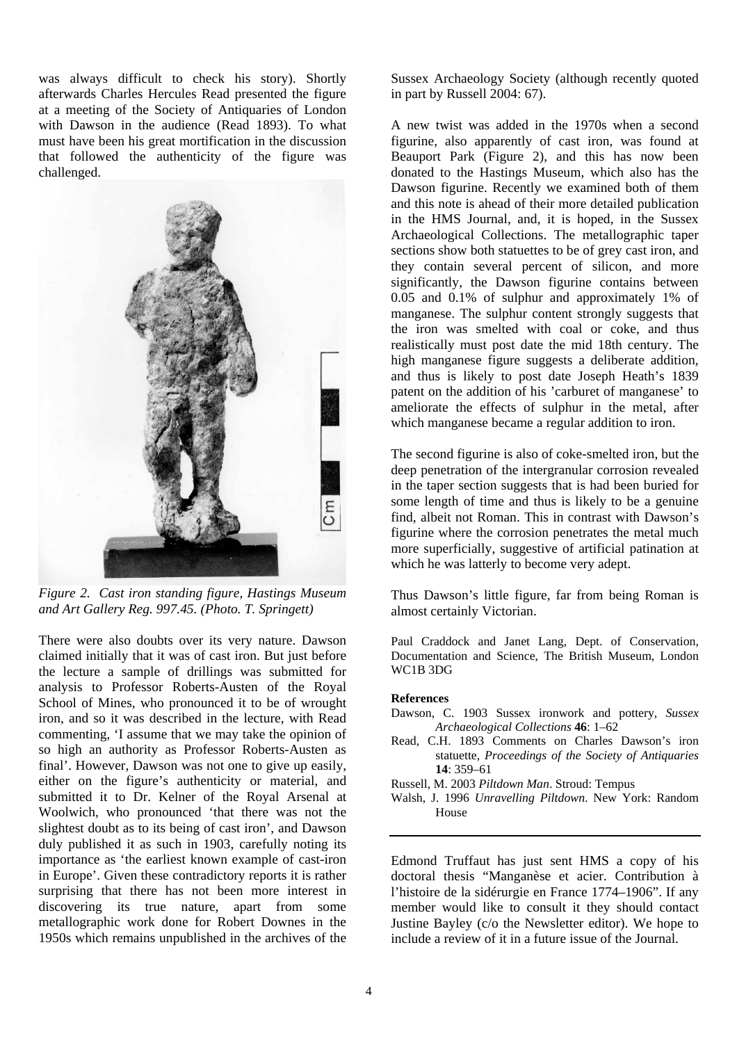was always difficult to check his story). Shortly afterwards Charles Hercules Read presented the figure at a meeting of the Society of Antiquaries of London with Dawson in the audience (Read 1893). To what must have been his great mortification in the discussion that followed the authenticity of the figure was challenged.

*Figure 2. Cast iron standing figure, Hastings Museum and Art Gallery Reg. 997.45. (Photo. T. Springett)*

There were also doubts over its very nature. Dawson claimed initially that it was of cast iron. But just before the lecture a sample of drillings was submitted for analysis to Professor Roberts-Austen of the Royal School of Mines, who pronounced it to be of wrought iron, and so it was described in the lecture, with Read commenting, 'I assume that we may take the opinion of so high an authority as Professor Roberts-Austen as final'. However, Dawson was not one to give up easily, either on the figure's authenticity or material, and submitted it to Dr. Kelner of the Royal Arsenal at Woolwich, who pronounced 'that there was not the slightest doubt as to its being of cast iron', and Dawson duly published it as such in 1903, carefully noting its importance as 'the earliest known example of cast-iron in Europe'. Given these contradictory reports it is rather surprising that there has not been more interest in discovering its true nature, apart from some metallographic work done for Robert Downes in the 1950s which remains unpublished in the archives of the Sussex Archaeology Society (although recently quoted in part by Russell 2004: 67).

A new twist was added in the 1970s when a second figurine, also apparently of cast iron, was found at Beauport Park (Figure 2), and this has now been donated to the Hastings Museum, which also has the Dawson figurine. Recently we examined both of them and this note is ahead of their more detailed publication in the HMS Journal, and, it is hoped, in the Sussex Archaeological Collections. The metallographic taper sections show both statuettes to be of grey cast iron, and they contain several percent of silicon, and more significantly, the Dawson figurine contains between 0.05 and 0.1% of sulphur and approximately 1% of manganese. The sulphur content strongly suggests that the iron was smelted with coal or coke, and thus realistically must post date the mid 18th century. The high manganese figure suggests a deliberate addition, and thus is likely to post date Joseph Heath's 1839 patent on the addition of his 'carburet of manganese' to ameliorate the effects of sulphur in the metal, after which manganese became a regular addition to iron.

The second figurine is also of coke-smelted iron, but the deep penetration of the intergranular corrosion revealed in the taper section suggests that is had been buried for some length of time and thus is likely to be a genuine find, albeit not Roman. This in contrast with Dawson's figurine where the corrosion penetrates the metal much more superficially, suggestive of artificial patination at which he was latterly to become very adept.

Thus Dawson's little figure, far from being Roman is almost certainly Victorian.

Paul Craddock and Janet Lang, Dept. of Conservation, Documentation and Science, The British Museum, London WC1B 3DG

**References**

Dawson, C. 1903 Sussex ironwork and pottery, *Sussex Archaeological Collections* **46**: 1–62

Read, C.H. 1893 Comments on Charles Dawson's iron statuette, *Proceedings of the Society of Antiquaries* **14**: 359–61

Russell, M. 2003 *Piltdown Man*. Stroud: Tempus

Walsh, J. 1996 *Unravelling Piltdown*. New York: Random House

---

Edmond Truffaut has just sent HMS a copy of his doctoral thesis "Manganèse et acier. Contribution à l'histoire de la sidérurgie en France 1774–1906". If any member would like to consult it they should contact Justine Bayley (c/o the Newsletter editor). We hope to include a review of it in a future issue of the Journal.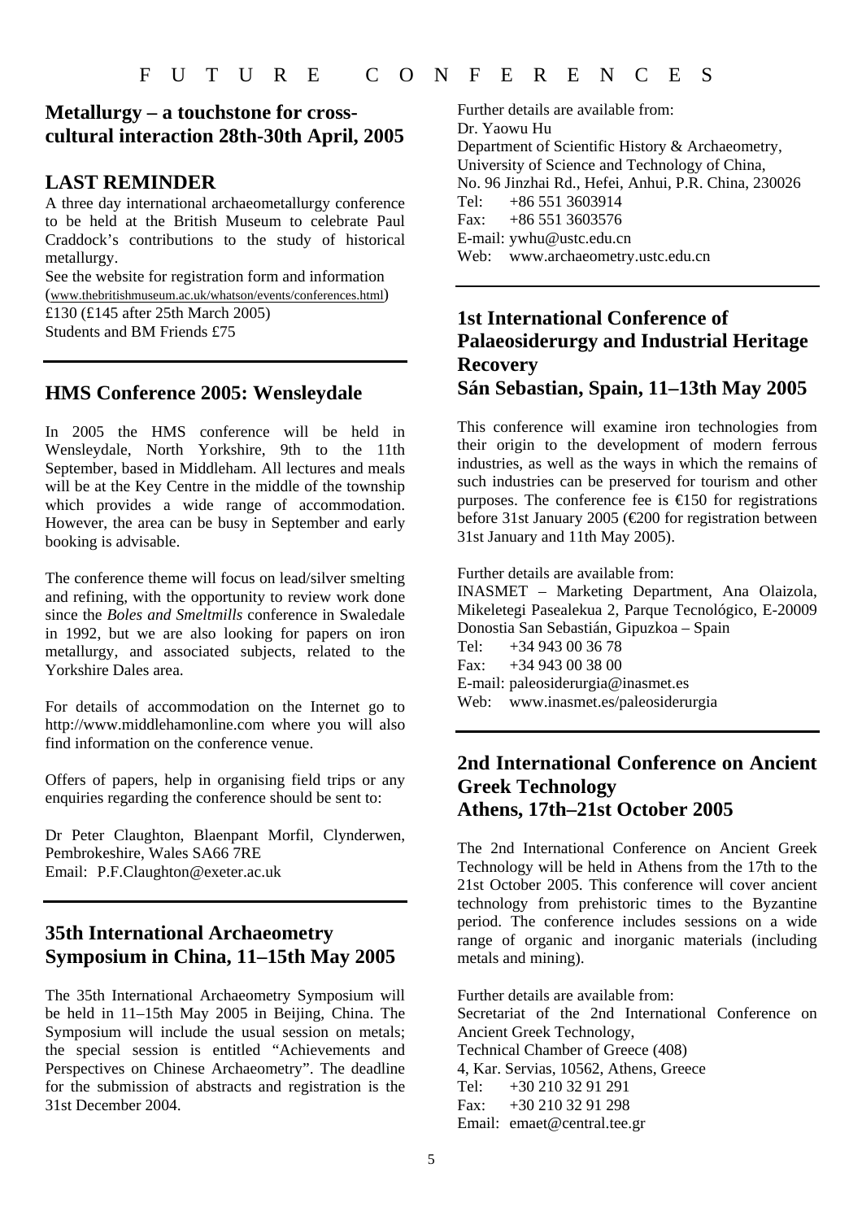# F U T U R E   C O N F E R E N C E S

## Metallurgy – a touchstone for cross-cultural interaction 28th-30th April, 2005

## LAST REMINDER

A three day international archaeometallurgy conference to be held at the British Museum to celebrate Paul Craddock's contributions to the study of historical metallurgy.

See the website for registration form and information (www.thebritishmuseum.ac.uk/whatson/events/conferences.html)

£130 (£145 after 25th March 2005)

Students and BM Friends £75

## HMS Conference 2005: Wensleydale

In 2005 the HMS conference will be held in Wensleydale, North Yorkshire, 9th to the 11th September, based in Middleham. All lectures and meals will be at the Key Centre in the middle of the township which provides a wide range of accommodation. However, the area can be busy in September and early booking is advisable.

The conference theme will focus on lead/silver smelting and refining, with the opportunity to review work done since the *Boles and Smeltmills* conference in Swaledale in 1992, but we are also looking for papers on iron metallurgy, and associated subjects, related to the Yorkshire Dales area.

For details of accommodation on the Internet go to http://www.middlehamonline.com where you will also find information on the conference venue.

Offers of papers, help in organising field trips or any enquiries regarding the conference should be sent to:

Dr Peter Claughton, Blaenpant Morfil, Clynderwen, Pembrokeshire, Wales SA66 7RE
Email: P.F.Claughton@exeter.ac.uk

## 35th International Archaeometry Symposium in China, 11–15th May 2005

The 35th International Archaeometry Symposium will be held in 11–15th May 2005 in Beijing, China. The Symposium will include the usual session on metals; the special session is entitled "Achievements and Perspectives on Chinese Archaeometry". The deadline for the submission of abstracts and registration is the 31st December 2004.

Further details are available from:
Dr. Yaowu Hu
Department of Scientific History & Archaeometry, University of Science and Technology of China,
No. 96 Jinzhai Rd., Hefei, Anhui, P.R. China, 230026
Tel: +86 551 3603914
Fax: +86 551 3603576
E-mail: ywhu@ustc.edu.cn
Web: www.archaeometry.ustc.edu.cn

## 1st International Conference of Palaeosiderurgy and Industrial Heritage Recovery Sán Sebastian, Spain, 11–13th May 2005

This conference will examine iron technologies from their origin to the development of modern ferrous industries, as well as the ways in which the remains of such industries can be preserved for tourism and other purposes. The conference fee is €150 for registrations before 31st January 2005 (€200 for registration between 31st January and 11th May 2005).

Further details are available from:
INASMET – Marketing Department, Ana Olaizola, Mikeletegi Pasealekua 2, Parque Tecnológico, E-20009 Donostia San Sebastián, Gipuzkoa – Spain
Tel: +34 943 00 36 78
Fax: +34 943 00 38 00
E-mail: paleosiderurgia@inasmet.es
Web: www.inasmet.es/paleosiderurgia

## 2nd International Conference on Ancient Greek Technology Athens, 17th–21st October 2005

The 2nd International Conference on Ancient Greek Technology will be held in Athens from the 17th to the 21st October 2005. This conference will cover ancient technology from prehistoric times to the Byzantine period. The conference includes sessions on a wide range of organic and inorganic materials (including metals and mining).

Further details are available from:
Secretariat of the 2nd International Conference on Ancient Greek Technology,
Technical Chamber of Greece (408)
4, Kar. Servias, 10562, Athens, Greece
Tel: +30 210 32 91 291
Fax: +30 210 32 91 298
Email: emaet@central.tee.gr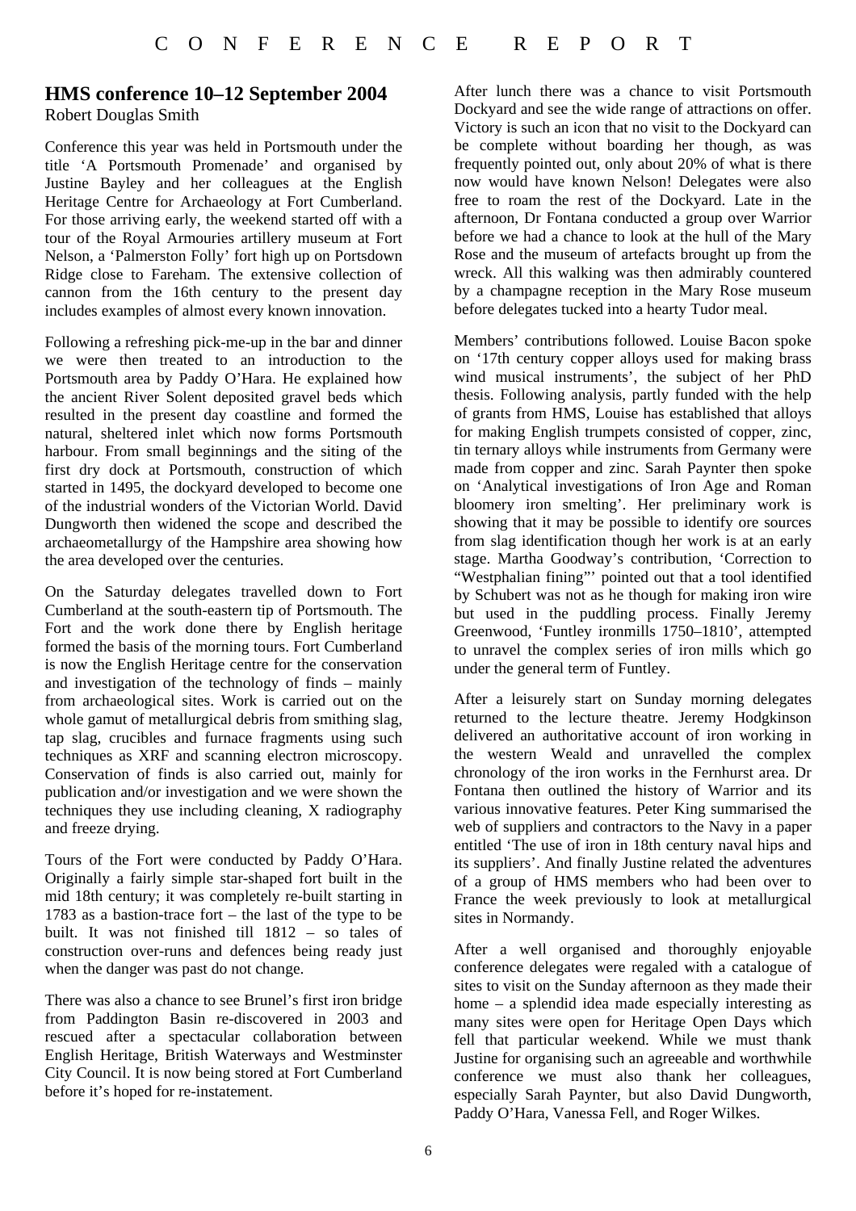# HMS conference 10–12 September 2004

Robert Douglas Smith

Conference this year was held in Portsmouth under the title 'A Portsmouth Promenade' and organised by Justine Bayley and her colleagues at the English Heritage Centre for Archaeology at Fort Cumberland. For those arriving early, the weekend started off with a tour of the Royal Armouries artillery museum at Fort Nelson, a 'Palmerston Folly' fort high up on Portsdown Ridge close to Fareham. The extensive collection of cannon from the 16th century to the present day includes examples of almost every known innovation.

Following a refreshing pick-me-up in the bar and dinner we were then treated to an introduction to the Portsmouth area by Paddy O'Hara. He explained how the ancient River Solent deposited gravel beds which resulted in the present day coastline and formed the natural, sheltered inlet which now forms Portsmouth harbour. From small beginnings and the siting of the first dry dock at Portsmouth, construction of which started in 1495, the dockyard developed to become one of the industrial wonders of the Victorian World. David Dungworth then widened the scope and described the archaeometallurgy of the Hampshire area showing how the area developed over the centuries.

On the Saturday delegates travelled down to Fort Cumberland at the south-eastern tip of Portsmouth. The Fort and the work done there by English heritage formed the basis of the morning tours. Fort Cumberland is now the English Heritage centre for the conservation and investigation of the technology of finds – mainly from archaeological sites. Work is carried out on the whole gamut of metallurgical debris from smithing slag, tap slag, crucibles and furnace fragments using such techniques as XRF and scanning electron microscopy. Conservation of finds is also carried out, mainly for publication and/or investigation and we were shown the techniques they use including cleaning, X radiography and freeze drying.

Tours of the Fort were conducted by Paddy O'Hara. Originally a fairly simple star-shaped fort built in the mid 18th century; it was completely re-built starting in 1783 as a bastion-trace fort – the last of the type to be built. It was not finished till 1812 – so tales of construction over-runs and defences being ready just when the danger was past do not change.

There was also a chance to see Brunel's first iron bridge from Paddington Basin re-discovered in 2003 and rescued after a spectacular collaboration between English Heritage, British Waterways and Westminster City Council. It is now being stored at Fort Cumberland before it's hoped for re-instatement.

After lunch there was a chance to visit Portsmouth Dockyard and see the wide range of attractions on offer. Victory is such an icon that no visit to the Dockyard can be complete without boarding her though, as was frequently pointed out, only about 20% of what is there now would have known Nelson! Delegates were also free to roam the rest of the Dockyard. Late in the afternoon, Dr Fontana conducted a group over Warrior before we had a chance to look at the hull of the Mary Rose and the museum of artefacts brought up from the wreck. All this walking was then admirably countered by a champagne reception in the Mary Rose museum before delegates tucked into a hearty Tudor meal.

Members' contributions followed. Louise Bacon spoke on '17th century copper alloys used for making brass wind musical instruments', the subject of her PhD thesis. Following analysis, partly funded with the help of grants from HMS, Louise has established that alloys for making English trumpets consisted of copper, zinc, tin ternary alloys while instruments from Germany were made from copper and zinc. Sarah Paynter then spoke on 'Analytical investigations of Iron Age and Roman bloomery iron smelting'. Her preliminary work is showing that it may be possible to identify ore sources from slag identification though her work is at an early stage. Martha Goodway's contribution, 'Correction to "Westphalian fining"' pointed out that a tool identified by Schubert was not as he though for making iron wire but used in the puddling process. Finally Jeremy Greenwood, 'Funtley ironmills 1750–1810', attempted to unravel the complex series of iron mills which go under the general term of Funtley.

After a leisurely start on Sunday morning delegates returned to the lecture theatre. Jeremy Hodgkinson delivered an authoritative account of iron working in the western Weald and unravelled the complex chronology of the iron works in the Fernhurst area. Dr Fontana then outlined the history of Warrior and its various innovative features. Peter King summarised the web of suppliers and contractors to the Navy in a paper entitled 'The use of iron in 18th century naval hips and its suppliers'. And finally Justine related the adventures of a group of HMS members who had been over to France the week previously to look at metallurgical sites in Normandy.

After a well organised and thoroughly enjoyable conference delegates were regaled with a catalogue of sites to visit on the Sunday afternoon as they made their home – a splendid idea made especially interesting as many sites were open for Heritage Open Days which fell that particular weekend. While we must thank Justine for organising such an agreeable and worthwhile conference we must also thank her colleagues, especially Sarah Paynter, but also David Dungworth, Paddy O'Hara, Vanessa Fell, and Roger Wilkes.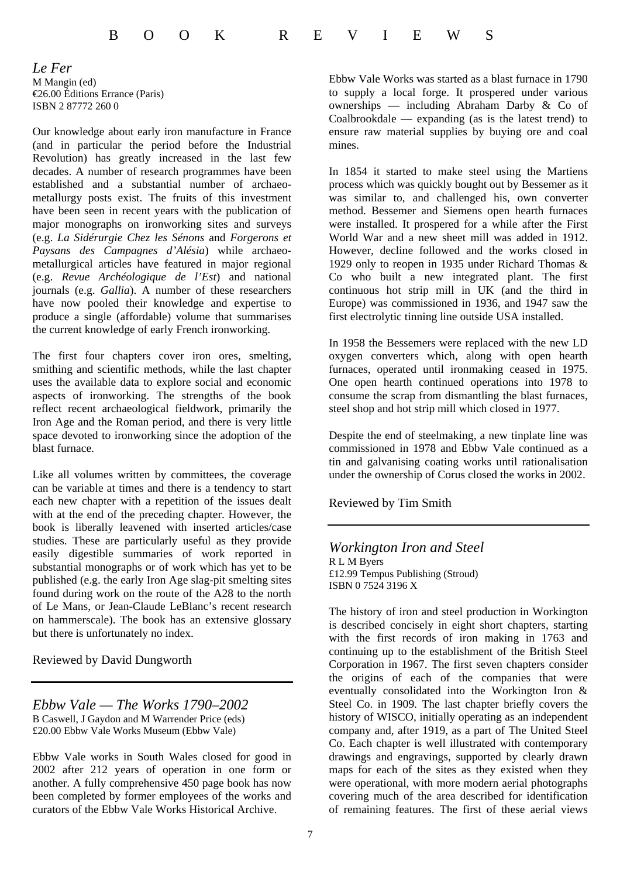## *Le Fer*

M Mangin (ed)
€26.00 Éditions Errance (Paris)
ISBN 2 87772 260 0

Our knowledge about early iron manufacture in France (and in particular the period before the Industrial Revolution) has greatly increased in the last few decades. A number of research programmes have been established and a substantial number of archaeo-metallurgy posts exist. The fruits of this investment have been seen in recent years with the publication of major monographs on ironworking sites and surveys (e.g. *La Sidérurgie Chez les Sénons* and *Forgerons et Paysans des Campagnes d'Alésia*) while archaeo-metallurgical articles have featured in major regional (e.g. *Revue Archéologique de l'Est*) and national journals (e.g. *Gallia*). A number of these researchers have now pooled their knowledge and expertise to produce a single (affordable) volume that summarises the current knowledge of early French ironworking.

The first four chapters cover iron ores, smelting, smithing and scientific methods, while the last chapter uses the available data to explore social and economic aspects of ironworking. The strengths of the book reflect recent archaeological fieldwork, primarily the Iron Age and the Roman period, and there is very little space devoted to ironworking since the adoption of the blast furnace.

Like all volumes written by committees, the coverage can be variable at times and there is a tendency to start each new chapter with a repetition of the issues dealt with at the end of the preceding chapter. However, the book is liberally leavened with inserted articles/case studies. These are particularly useful as they provide easily digestible summaries of work reported in substantial monographs or of work which has yet to be published (e.g. the early Iron Age slag-pit smelting sites found during work on the route of the A28 to the north of Le Mans, or Jean-Claude LeBlanc's recent research on hammerscale). The book has an extensive glossary but there is unfortunately no index.

Reviewed by David Dungworth

## *Ebbw Vale — The Works 1790–2002*

B Caswell, J Gaydon and M Warrender Price (eds)
£20.00 Ebbw Vale Works Museum (Ebbw Vale)

Ebbw Vale works in South Wales closed for good in 2002 after 212 years of operation in one form or another. A fully comprehensive 450 page book has now been completed by former employees of the works and curators of the Ebbw Vale Works Historical Archive.

Ebbw Vale Works was started as a blast furnace in 1790 to supply a local forge. It prospered under various ownerships — including Abraham Darby & Co of Coalbrookdale — expanding (as is the latest trend) to ensure raw material supplies by buying ore and coal mines.

In 1854 it started to make steel using the Martiens process which was quickly bought out by Bessemer as it was similar to, and challenged his, own converter method. Bessemer and Siemens open hearth furnaces were installed. It prospered for a while after the First World War and a new sheet mill was added in 1912. However, decline followed and the works closed in 1929 only to reopen in 1935 under Richard Thomas & Co who built a new integrated plant. The first continuous hot strip mill in UK (and the third in Europe) was commissioned in 1936, and 1947 saw the first electrolytic tinning line outside USA installed.

In 1958 the Bessemers were replaced with the new LD oxygen converters which, along with open hearth furnaces, operated until ironmaking ceased in 1975. One open hearth continued operations into 1978 to consume the scrap from dismantling the blast furnaces, steel shop and hot strip mill which closed in 1977.

Despite the end of steelmaking, a new tinplate line was commissioned in 1978 and Ebbw Vale continued as a tin and galvanising coating works until rationalisation under the ownership of Corus closed the works in 2002.

Reviewed by Tim Smith

## *Workington Iron and Steel*

R L M Byers
£12.99 Tempus Publishing (Stroud)
ISBN 0 7524 3196 X

The history of iron and steel production in Workington is described concisely in eight short chapters, starting with the first records of iron making in 1763 and continuing up to the establishment of the British Steel Corporation in 1967. The first seven chapters consider the origins of each of the companies that were eventually consolidated into the Workington Iron & Steel Co. in 1909. The last chapter briefly covers the history of WISCO, initially operating as an independent company and, after 1919, as a part of The United Steel Co. Each chapter is well illustrated with contemporary drawings and engravings, supported by clearly drawn maps for each of the sites as they existed when they were operational, with more modern aerial photographs covering much of the area described for identification of remaining features. The first of these aerial views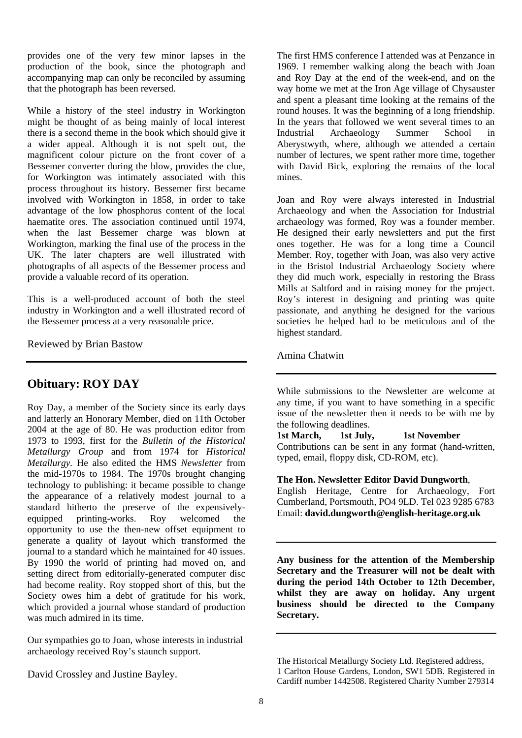provides one of the very few minor lapses in the production of the book, since the photograph and accompanying map can only be reconciled by assuming that the photograph has been reversed.

While a history of the steel industry in Workington might be thought of as being mainly of local interest there is a second theme in the book which should give it a wider appeal. Although it is not spelt out, the magnificent colour picture on the front cover of a Bessemer converter during the blow, provides the clue, for Workington was intimately associated with this process throughout its history. Bessemer first became involved with Workington in 1858, in order to take advantage of the low phosphorus content of the local haematite ores. The association continued until 1974, when the last Bessemer charge was blown at Workington, marking the final use of the process in the UK. The later chapters are well illustrated with photographs of all aspects of the Bessemer process and provide a valuable record of its operation.

This is a well-produced account of both the steel industry in Workington and a well illustrated record of the Bessemer process at a very reasonable price.

Reviewed by Brian Bastow

## Obituary: ROY DAY

Roy Day, a member of the Society since its early days and latterly an Honorary Member, died on 11th October 2004 at the age of 80. He was production editor from 1973 to 1993, first for the *Bulletin of the Historical Metallurgy Group* and from 1974 for *Historical Metallurgy.* He also edited the HMS *Newsletter* from the mid-1970s to 1984. The 1970s brought changing technology to publishing: it became possible to change the appearance of a relatively modest journal to a standard hitherto the preserve of the expensively-equipped printing-works. Roy welcomed the opportunity to use the then-new offset equipment to generate a quality of layout which transformed the journal to a standard which he maintained for 40 issues. By 1990 the world of printing had moved on, and setting direct from editorially-generated computer disc had become reality. Roy stopped short of this, but the Society owes him a debt of gratitude for his work, which provided a journal whose standard of production was much admired in its time.

Our sympathies go to Joan, whose interests in industrial archaeology received Roy's staunch support.

David Crossley and Justine Bayley.

The first HMS conference I attended was at Penzance in 1969. I remember walking along the beach with Joan and Roy Day at the end of the week-end, and on the way home we met at the Iron Age village of Chysauster and spent a pleasant time looking at the remains of the round houses. It was the beginning of a long friendship. In the years that followed we went several times to an Industrial Archaeology Summer School in Aberystwyth, where, although we attended a certain number of lectures, we spent rather more time, together with David Bick, exploring the remains of the local mines.

Joan and Roy were always interested in Industrial Archaeology and when the Association for Industrial archaeology was formed, Roy was a founder member. He designed their early newsletters and put the first ones together. He was for a long time a Council Member. Roy, together with Joan, was also very active in the Bristol Industrial Archaeology Society where they did much work, especially in restoring the Brass Mills at Saltford and in raising money for the project. Roy's interest in designing and printing was quite passionate, and anything he designed for the various societies he helped had to be meticulous and of the highest standard.

Amina Chatwin

---

While submissions to the Newsletter are welcome at any time, if you want to have something in a specific issue of the newsletter then it needs to be with me by the following deadlines.

**1st March, 1st July, 1st November**

Contributions can be sent in any format (hand-written, typed, email, floppy disk, CD-ROM, etc).

**The Hon. Newsletter Editor David Dungworth**,
English Heritage, Centre for Archaeology, Fort Cumberland, Portsmouth, PO4 9LD. Tel 023 9285 6783
Email: **david.dungworth@english-heritage.org.uk**

---

**Any business for the attention of the Membership Secretary and the Treasurer will not be dealt with during the period 14th October to 12th December, whilst they are away on holiday. Any urgent business should be directed to the Company Secretary.**

---

The Historical Metallurgy Society Ltd. Registered address,
1 Carlton House Gardens, London, SW1 5DB. Registered in Cardiff number 1442508. Registered Charity Number 279314